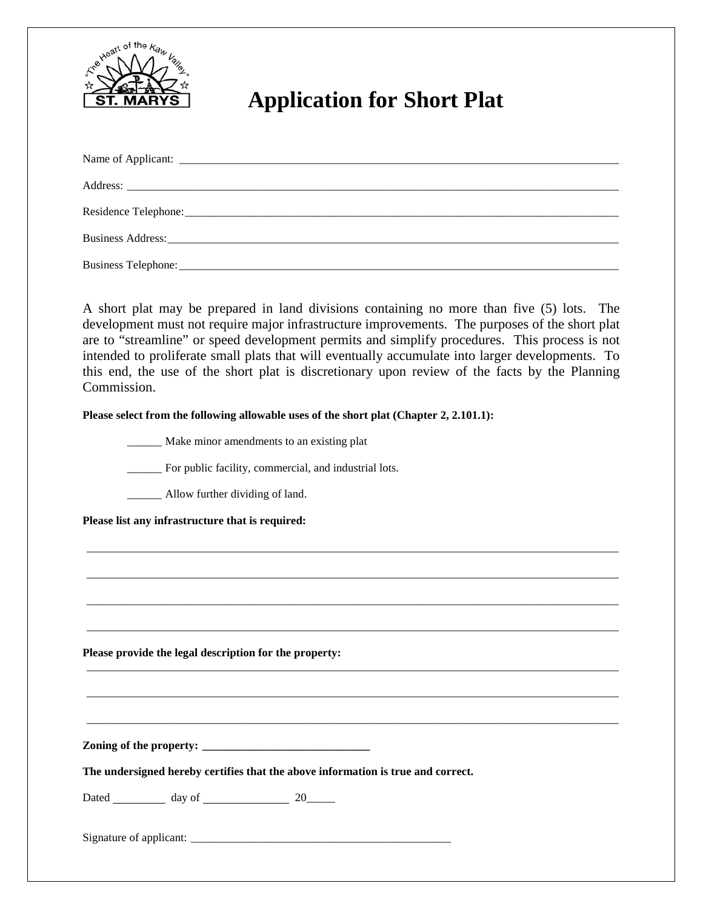# Application for Short Plat

Name of Applicant: ___________________________________________________________________________

Address: ___________________________________________________________________________________

Residence Telephone:_________________________________________________________________________

Business Address:____________________________________________________________________________

Business Telephone:__________________________________________________________________________

A short plat may be prepared in land divisions containing no more than five (5) lots. The development must not require major infrastructure improvements. The purposes of the short plat are to "streamline" or speed development permits and simplify procedures. This process is not intended to proliferate small plats that will eventually accumulate into larger developments. To this end, the use of the short plat is discretionary upon review of the facts by the Planning Commission.

**Please select from the following allowable uses of the short plat (Chapter 2, 2.101.1):**

______ Make minor amendments to an existing plat

______ For public facility, commercial, and industrial lots.

______ Allow further dividing of land.

**Please list any infrastructure that is required:**

_____________________________________________________________________________________________

_____________________________________________________________________________________________

_____________________________________________________________________________________________

_____________________________________________________________________________________________

**Please provide the legal description for the property:**

_____________________________________________________________________________________________

_____________________________________________________________________________________________

_____________________________________________________________________________________________

**Zoning of the property: ______________________________**

**The undersigned hereby certifies that the above information is true and correct.**

Dated __________ day of ________________ 20_____

Signature of applicant: _______________________________________________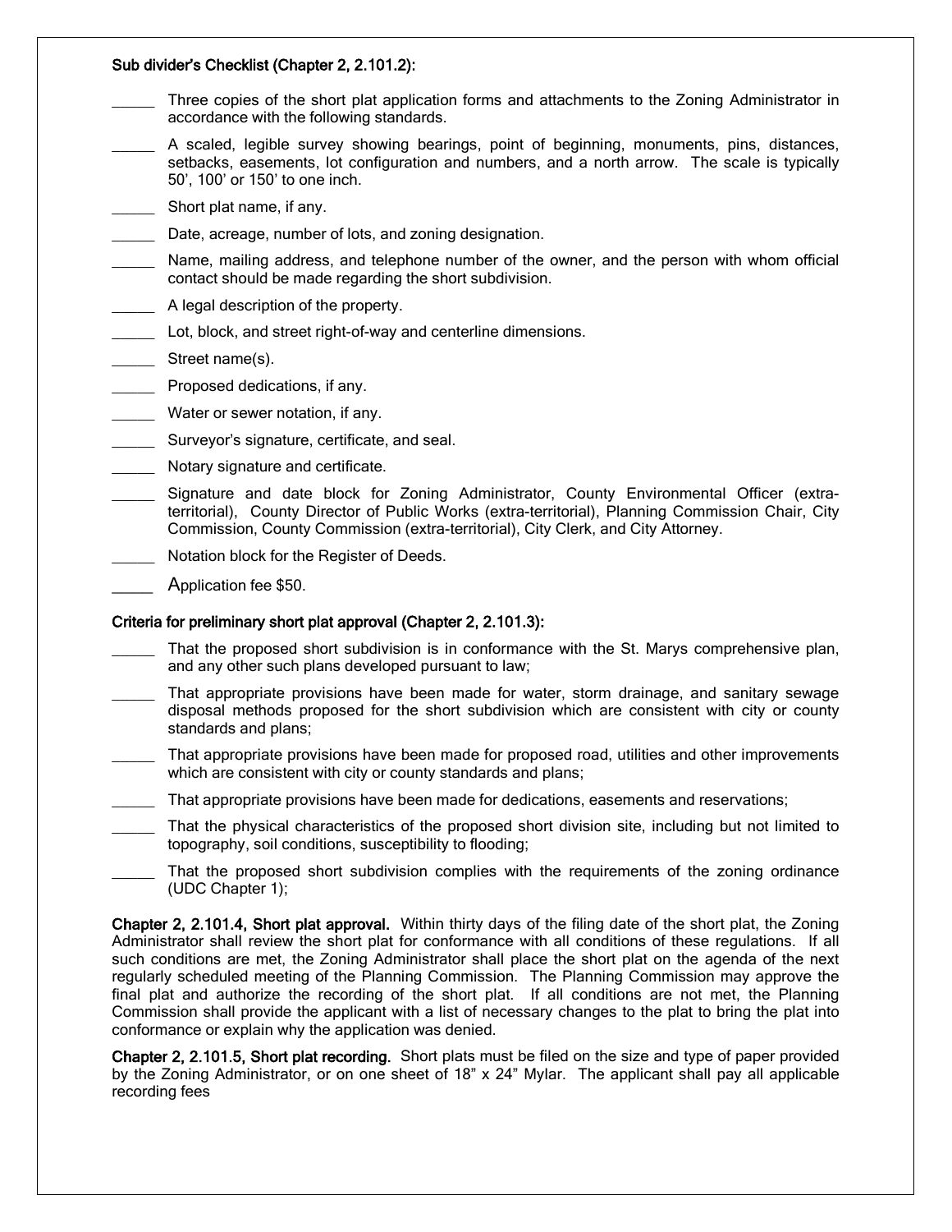**Sub divider's Checklist (Chapter 2, 2.101.2):**

- _____ Three copies of the short plat application forms and attachments to the Zoning Administrator in accordance with the following standards.
- _____ A scaled, legible survey showing bearings, point of beginning, monuments, pins, distances, setbacks, easements, lot configuration and numbers, and a north arrow. The scale is typically 50', 100' or 150' to one inch.
- _____ Short plat name, if any.
- _____ Date, acreage, number of lots, and zoning designation.
- _____ Name, mailing address, and telephone number of the owner, and the person with whom official contact should be made regarding the short subdivision.
- _____ A legal description of the property.
- _____ Lot, block, and street right-of-way and centerline dimensions.
- _____ Street name(s).
- _____ Proposed dedications, if any.
- _____ Water or sewer notation, if any.
- _____ Surveyor's signature, certificate, and seal.
- _____ Notary signature and certificate.
- _____ Signature and date block for Zoning Administrator, County Environmental Officer (extra-territorial), County Director of Public Works (extra-territorial), Planning Commission Chair, City Commission, County Commission (extra-territorial), City Clerk, and City Attorney.
- _____ Notation block for the Register of Deeds.
- _____ Application fee $50.

**Criteria for preliminary short plat approval (Chapter 2, 2.101.3):**

- _____ That the proposed short subdivision is in conformance with the St. Marys comprehensive plan, and any other such plans developed pursuant to law;
- _____ That appropriate provisions have been made for water, storm drainage, and sanitary sewage disposal methods proposed for the short subdivision which are consistent with city or county standards and plans;
- _____ That appropriate provisions have been made for proposed road, utilities and other improvements which are consistent with city or county standards and plans;
- _____ That appropriate provisions have been made for dedications, easements and reservations;
- _____ That the physical characteristics of the proposed short division site, including but not limited to topography, soil conditions, susceptibility to flooding;
- _____ That the proposed short subdivision complies with the requirements of the zoning ordinance (UDC Chapter 1);

**Chapter 2, 2.101.4, Short plat approval.** Within thirty days of the filing date of the short plat, the Zoning Administrator shall review the short plat for conformance with all conditions of these regulations. If all such conditions are met, the Zoning Administrator shall place the short plat on the agenda of the next regularly scheduled meeting of the Planning Commission. The Planning Commission may approve the final plat and authorize the recording of the short plat. If all conditions are not met, the Planning Commission shall provide the applicant with a list of necessary changes to the plat to bring the plat into conformance or explain why the application was denied.

**Chapter 2, 2.101.5, Short plat recording.** Short plats must be filed on the size and type of paper provided by the Zoning Administrator, or on one sheet of 18" x 24" Mylar. The applicant shall pay all applicable recording fees